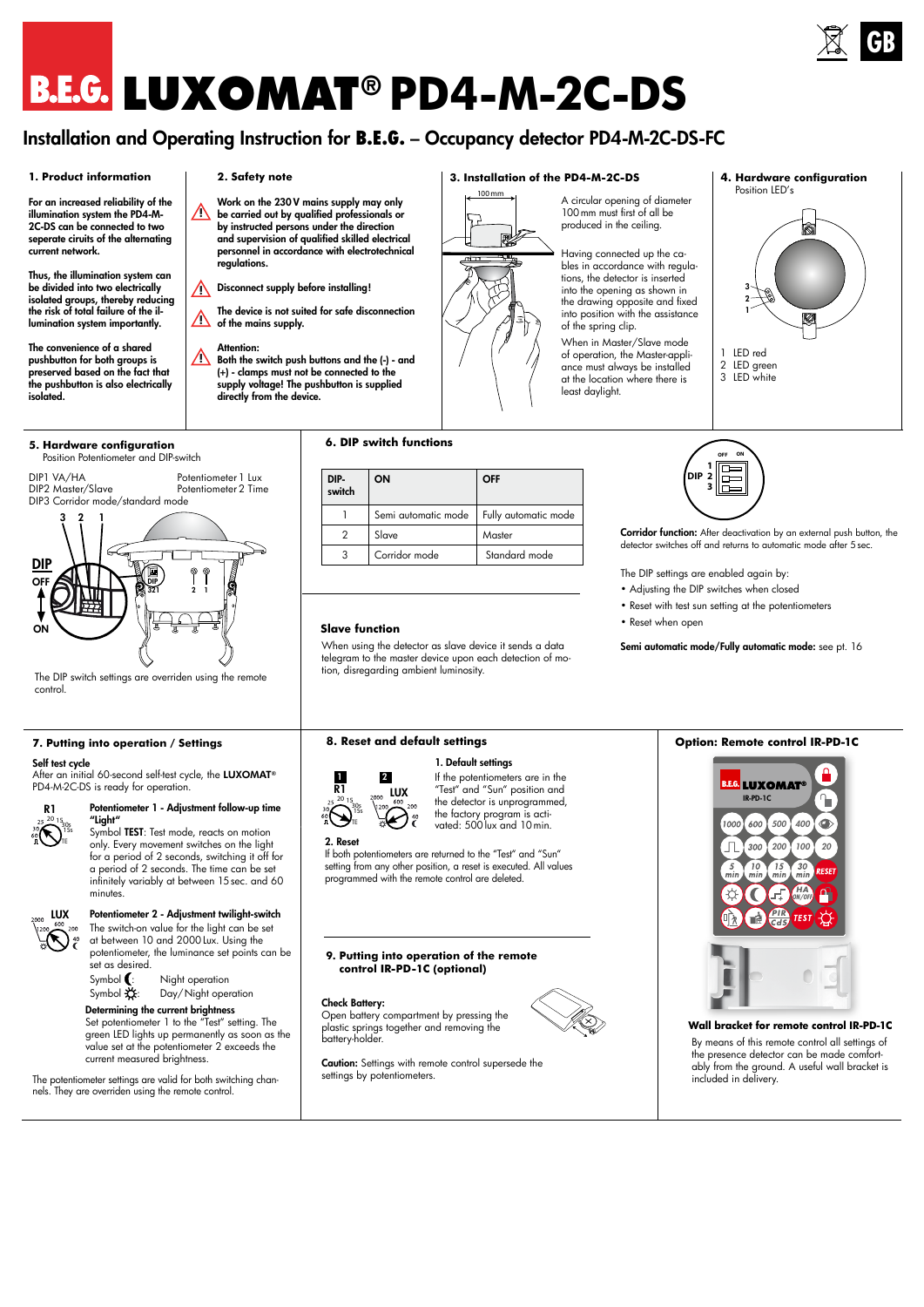# B.E.G. LUXOMAT® PD4-M-2C-DS

## Installation and Operating Instruction for B.E.G. – Occupancy detector PD4-M-2C-DS-FC

### 1. Product information

**For an increased reliability of the illumination system the PD4-M-2C-DS can be connected to two seperate ciruits of the alternating current network.**

**Thus, the illumination system can be divided into two electrically isolated groups, thereby reducing the risk of total failure of the illumination system importantly.**

**The convenience of a shared pushbutton for both groups is preserved based on the fact that the pushbutton is also electrically isolated.**

### 2. Safety note

**Work on the 230 V mains supply may only be carried out by qualified professionals or by instructed persons under the direction and supervision of qualified skilled electrical personnel in accordance with electrotechnical regulations.**

**Disconnect supply before installing!**

**The device is not suited for safe disconnection of the mains supply.**

**Attention: Both the switch push buttons and the (-) - and (+) - clamps must not be connected to the supply voltage! The pushbutton is supplied directly from the device.**

### 3. Installation of the PD4-M-2C-DS

100 mm

A circular opening of diameter 100 mm must first of all be produced in the ceiling.

Having connected up the cables in accordance with regulations, the detector is inserted into the opening as shown in the drawing opposite and fixed into position with the assistance of the spring clip.

When in Master/Slave mode of operation, the Master-appliance must always be installed at the location where there is least daylight.

### 4. Hardware configuration

Position LED's

1 LED red
2 LED green
3 LED white

### 5. Hardware configuration

Position Potentiometer and DIP-switch

DIP1 VA/HA
DIP2 Master/Slave
DIP3 Corridor mode/standard mode

Potentiometer 1 Lux
Potentiometer 2 Time

The DIP switch settings are overriden using the remote control.

### 6. DIP switch functions

| DIP-switch | ON | OFF |
|---|---|---|
| 1 | Semi automatic mode | Fully automatic mode |
| 2 | Slave | Master |
| 3 | Corridor mode | Standard mode |

**Corridor function:** After deactivation by an external push button, the detector switches off and returns to automatic mode after 5 sec.

The DIP settings are enabled again by:
- Adjusting the DIP switches when closed
- Reset with test sun setting at the potentiometers
- Reset when open

**Semi automatic mode/Fully automatic mode:** see pt. 16

#### Slave function

When using the detector as slave device it sends a data telegram to the master device upon each detection of motion, disregarding ambient luminosity.

### 7. Putting into operation / Settings

**Self test cycle**
After an initial 60-second self-test cycle, the **LUXOMAT®** PD4-M-2C-DS is ready for operation.

**Potentiometer 1 - Adjustment follow-up time "Light"**
Symbol **TEST**: Test mode, reacts on motion only. Every movement switches on the light for a period of 2 seconds, switching it off for a period of 2 seconds. The time can be set infinitely variably at between 15 sec. and 60 minutes.

**Potentiometer 2 - Adjustment twilight-switch**
The switch-on value for the light can be set at between 10 and 2000 Lux. Using the potentiometer, the luminance set points can be set as desired.

Symbol ☾: Night operation
Symbol ☼: Day/Night operation

**Determining the current brightness**
Set potentiometer 1 to the "Test" setting. The green LED lights up permanently as soon as the value set at the potentiometer 2 exceeds the current measured brightness.

The potentiometer settings are valid for both switching channels. They are overriden using the remote control.

### 8. Reset and default settings

**1. Default settings**
If the potentiometers are in the "Test" and "Sun" position and the detector is unprogrammed, the factory program is activated: 500 lux and 10 min.

**2. Reset**
If both potentiometers are returned to the "Test" and "Sun" setting from any other position, a reset is executed. All values programmed with the remote control are deleted.

### 9. Putting into operation of the remote control IR-PD-1C (optional)

**Check Battery:**
Open battery compartment by pressing the plastic springs together and removing the battery-holder.

**Caution:** Settings with remote control supersede the settings by potentiometers.

### Option: Remote control IR-PD-1C

**Wall bracket for remote control IR-PD-1C**

By means of this remote control all settings of the presence detector can be made comfortably from the ground. A useful wall bracket is included in delivery.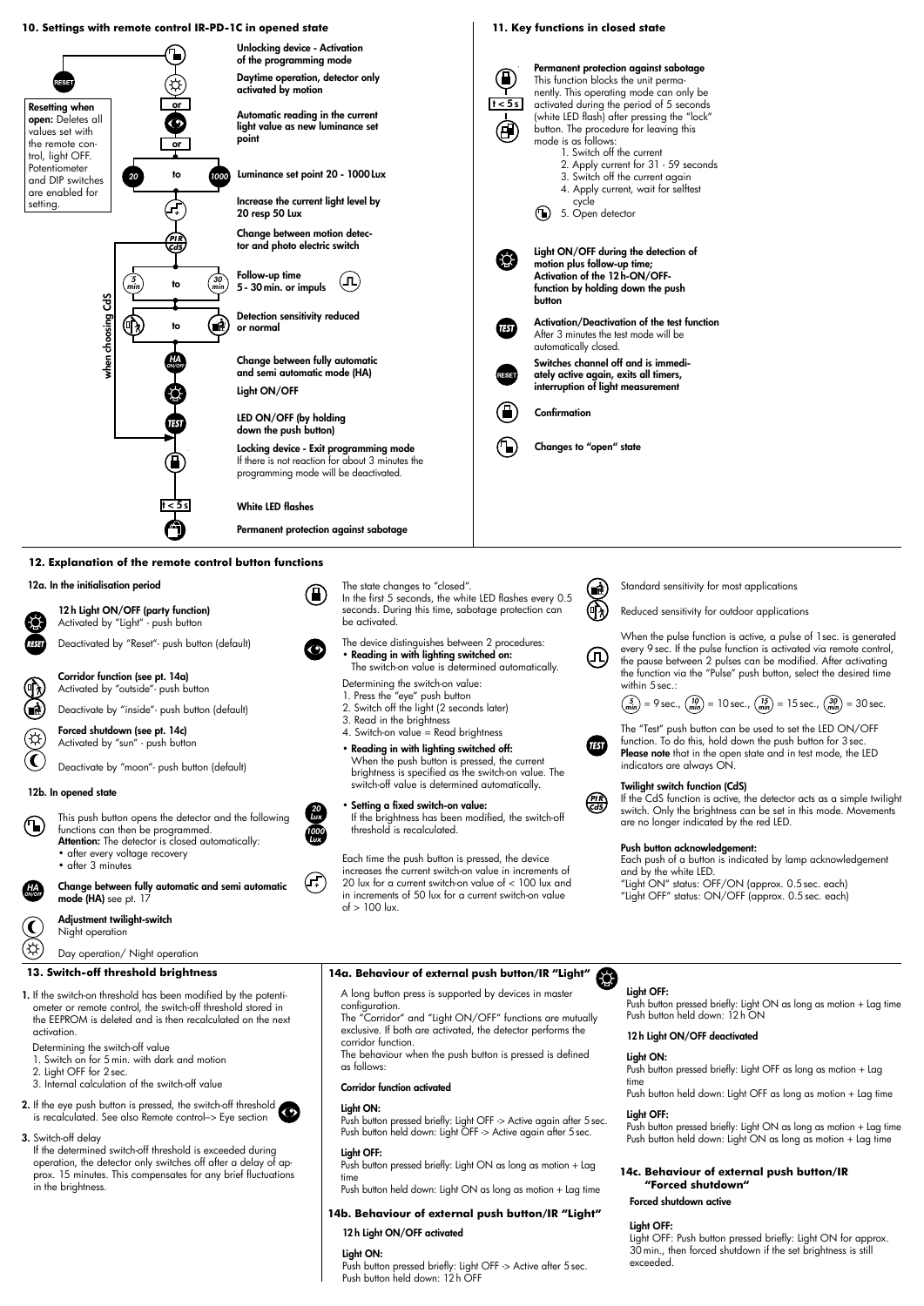## 10. Settings with remote control IR-PD-1C in opened state

**Resetting when open:** Deletes all values set with the remote control, light OFF. Potentiometer and DIP switches are enabled for setting.

- **Unlocking device - Activation of the programming mode**
- **Daytime operation, detector only activated by motion**
- or
- **Automatic reading in the current light value as new luminance set point**
- or
- **Luminance set point 20 - 1000 Lux** (20 to 1000)
- **Increase the current light level by 20 resp 50 Lux**
- **Change between motion detector and photo electric switch** (PIR / CdS)
- **Follow-up time 5 - 30 min. or impuls** (5 min to 30 min)
- **Detection sensitivity reduced or normal**
- **Change between fully automatic and semi automatic mode (HA)**
- **Light ON/OFF**
- **LED ON/OFF (by holding down the push button)**
- **Locking device - Exit programming mode**
  If there is not reaction for about 3 minutes the programming mode will be deactivated.
- t < 5 s **White LED flashes**
- **Permanent protection against sabotage**

(when choosing CdS)

## 11. Key functions in closed state

**Permanent protection against sabotage**
This function blocks the unit permanently. This operating mode can only be activated during the period of 5 seconds (white LED flash) after pressing the "lock" button. The procedure for leaving this mode is as follows:
1. Switch off the current
2. Apply current for 31 - 59 seconds
3. Switch off the current again
4. Apply current, wait for selftest cycle
5. Open detector

**Light ON/OFF during the detection of motion plus follow-up time; Activation of the 12 h-ON/OFF-function by holding down the push button**

**Activation/Deactivation of the test function**
After 3 minutes the test mode will be automatically closed.

**Switches channel off and is immediately active again, exits all timers, interruption of light measurement**

**Confirmation**

**Changes to "open" state**

## 12. Explanation of the remote control button functions

### 12a. In the initialisation period

**12 h Light ON/OFF (party function)**
Activated by "Light" - push button

Deactivated by "Reset"- push button (default)

**Corridor function (see pt. 14a)**
Activated by "outside"- push button

Deactivate by "inside"- push button (default)

**Forced shutdown (see pt. 14c)**
Activated by "sun" - push button

Deactivate by "moon"- push button (default)

### 12b. In opened state

This push button opens the detector and the following functions can then be programmed.
**Attention:** The detector is closed automatically:
- after every voltage recovery
- after 3 minutes

**Change between fully automatic and semi automatic mode (HA)** see pt. 17

**Adjustment twilight-switch**
Night operation

Day operation/ Night operation

The state changes to "closed".
In the first 5 seconds, the white LED flashes every 0.5 seconds. During this time, sabotage protection can be activated.

The device distinguishes between 2 procedures:
- **Reading in with lighting switched on:**
  The switch-on value is determined automatically.

Determining the switch-on value:
1. Press the "eye" push button
2. Switch off the light (2 seconds later)
3. Read in the brightness
4. Switch-on value = Read brightness

- **Reading in with lighting switched off:**
  When the push button is pressed, the current brightness is specified as the switch-on value. The switch-off value is determined automatically.

- **Setting a fixed switch-on value:**
  If the brightness has been modified, the switch-off threshold is recalculated.

Each time the push button is pressed, the device increases the current switch-on value in increments of 20 lux for a current switch-on value of < 100 lux and in increments of 50 lux for a current switch-on value of > 100 lux.

Standard sensitivity for most applications

Reduced sensitivity for outdoor applications

When the pulse function is active, a pulse of 1 sec. is generated every 9 sec. If the pulse function is activated via remote control, the pause between 2 pulses can be modified. After activating the function via the "Pulse" push button, select the desired time within 5 sec.:

5 min = 9 sec., 10 min = 10 sec., 15 min = 15 sec., 30 min = 30 sec.

The "Test" push button can be used to set the LED ON/OFF function. To do this, hold down the push button for 3 sec.
**Please note** that in the open state and in test mode, the LED indicators are always ON.

**Twilight switch function (CdS)**
If the CdS function is active, the detector acts as a simple twilight switch. Only the brightness can be set in this mode. Movements are no longer indicated by the red LED.

**Push button acknowledgement:**
Each push of a button is indicated by lamp acknowledgement and by the white LED.
"Light ON" status: OFF/ON (approx. 0.5 sec. each)
"Light OFF" status: ON/OFF (approx. 0.5 sec. each)

## 13. Switch-off threshold brightness

1. If the switch-on threshold has been modified by the potentiometer or remote control, the switch-off threshold stored in the EEPROM is deleted and is then recalculated on the next activation.

   Determining the switch-off value
   1. Switch on for 5 min. with dark and motion
   2. Light OFF for 2 sec.
   3. Internal calculation of the switch-off value

2. If the eye push button is pressed, the switch-off threshold is recalculated. See also Remote control–> Eye section

3. Switch-off delay
   If the determined switch-off threshold is exceeded during operation, the detector only switches off after a delay of approx. 15 minutes. This compensates for any brief fluctuations in the brightness.

## 14a. Behaviour of external push button/IR "Light"

A long button press is supported by devices in master configuration.
The "Corridor" and "Light ON/OFF" functions are mutually exclusive. If both are activated, the detector performs the corridor function.
The behaviour when the push button is pressed is defined as follows:

**Corridor function activated**

**Light ON:**
Push button pressed briefly: Light OFF -> Active again after 5 sec.
Push button held down: Light OFF -> Active again after 5 sec.

**Light OFF:**
Push button pressed briefly: Light ON as long as motion + Lag time
Push button held down: Light ON as long as motion + Lag time

## 14b. Behaviour of external push button/IR "Light"

**12 h Light ON/OFF activated**

**Light ON:**
Push button pressed briefly: Light OFF -> Active again after 5 sec.
Push button held down: 12 h OFF

**Light OFF:**
Push button pressed briefly: Light ON as long as motion + Lag time
Push button held down: 12 h ON

**12 h Light ON/OFF deactivated**

**Light ON:**
Push button pressed briefly: Light OFF as long as motion + Lag time
Push button held down: Light OFF as long as motion + Lag time

**Light OFF:**
Push button pressed briefly: Light ON as long as motion + Lag time
Push button held down: Light ON as long as motion + Lag time

## 14c. Behaviour of external push button/IR "Forced shutdown"

**Forced shutdown active**

**Light OFF:**
Light OFF: Push button pressed briefly: Light ON for approx. 30 min., then forced shutdown if the set brightness is still exceeded.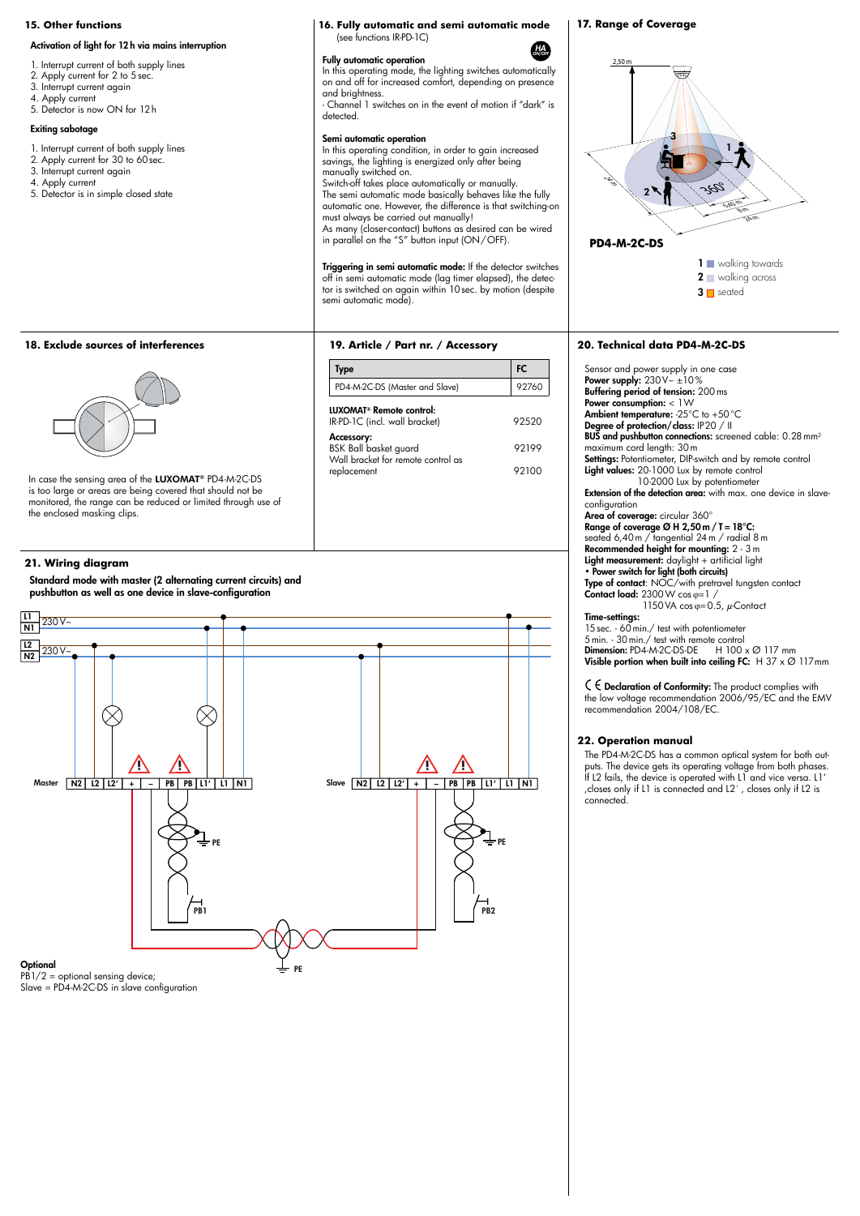## 15. Other functions

### Activation of light for 12 h via mains interruption

1. Interrupt current of both supply lines
2. Apply current for 2 to 5 sec.
3. Interrupt current again
4. Apply current
5. Detector is now ON for 12 h

### Exiting sabotage

1. Interrupt current of both supply lines
2. Apply current for 30 to 60 sec.
3. Interrupt current again
4. Apply current
5. Detector is in simple closed state

## 16. Fully automatic and semi automatic mode

(see functions IR-PD-1C)

**Fully automatic operation**
In this operating mode, the lighting switches automatically on and off for increased comfort, depending on presence and brightness.
- Channel 1 switches on in the event of motion if "dark" is detected.

**Semi automatic operation**
In this operating condition, in order to gain increased savings, the lighting is energized only after being manually switched on.
Switch-off takes place automatically or manually.
The semi automatic mode basically behaves like the fully automatic one. However, the difference is that switching-on must always be carried out manually!
As many (closer-contact) buttons as desired can be wired in parallel on the "S" button input (ON/OFF).

**Triggering in semi automatic mode:** If the detector switches off in semi automatic mode (lag timer elapsed), the detector is switched on again within 10 sec. by motion (despite semi automatic mode).

## 17. Range of Coverage

2,50 m
24 m
6,40 m
8 m
24 m
360°

**PD4-M-2C-DS**

1 walking towards
2 walking across
3 seated

## 18. Exclude sources of interferences

In case the sensing area of the **LUXOMAT®** PD4-M-2C-DS is too large or areas are being covered that should not be monitored, the range can be reduced or limited through use of the enclosed masking clips.

## 19. Article / Part nr. / Accessory

| Type | FC |
|---|---|
| PD4-M-2C-DS (Master and Slave) | 92760 |

**LUXOMAT® Remote control:**
IR-PD-1C (incl. wall bracket) 92520

**Accessory:**
BSK Ball basket guard 92199
Wall bracket for remote control as replacement 92100

## 20. Technical data PD4-M-2C-DS

Sensor and power supply in one case
**Power supply:** 230 V~ ±10 %
**Buffering period of tension:** 200 ms
**Power consumption:** < 1 W
**Ambient temperature:** -25°C to +50 °C
**Degree of protection/class:** IP20 / II
**BUS and pushbutton connections:** screened cable: 0.28 mm²
maximum cord length: 30 m
**Settings:** Potentiometer, DIP-switch and by remote control
**Light values:** 20-1000 Lux by remote control
10-2000 Lux by potentiometer
**Extension of the detection area:** with max. one device in slave-configuration
**Area of coverage:** circular 360°
**Range of coverage Ø H 2,50 m / T = 18°C:**
seated 6,40 m / tangential 24 m / radial 8 m
**Recommended height for mounting:** 2 - 3 m
**Light measurement:** daylight + artificial light
**• Power switch for light (both circuits)**
**Type of contact**: NOC/with pretravel tungsten contact
**Contact load:** 2300 W cos φ=1 /
1150 VA cos φ=0.5, µ-Contact
**Time-settings:**
15 sec. - 60 min./ test with potentiometer
5 min. - 30 min./ test with remote control
**Dimension:** PD4-M-2C-DS-DE H 100 x Ø 117 mm
**Visible portion when built into ceiling FC:** H 37 x Ø 117 mm

CE **Declaration of Conformity:** The product complies with the low voltage recommendation 2006/95/EC and the EMV recommendation 2004/108/EC.

## 21. Wiring diagram

**Standard mode with master (2 alternating current circuits) and pushbutton as well as one device in slave-configuration**

L1 / N1 230 V~
L2 / N2 230 V~

Master: N2 | L2 | L2' | + | – | PB | PB | L1' | L1 | N1
Slave: N2 | L2 | L2' | + | – | PB | PB | L1' | L1 | N1

PE, PB1, PB2, PE, PE

**Optional**
PB1/2 = optional sensing device;
Slave = PD4-M-2C-DS in slave configuration

## 22. Operation manual

The PD4-M-2C-DS has a common optical system for both outputs. The device gets its operating voltage from both phases. If L2 fails, the device is operated with L1 and vice versa. L1' ,closes only if L1 is connected and L2´, closes only if L2 is connected.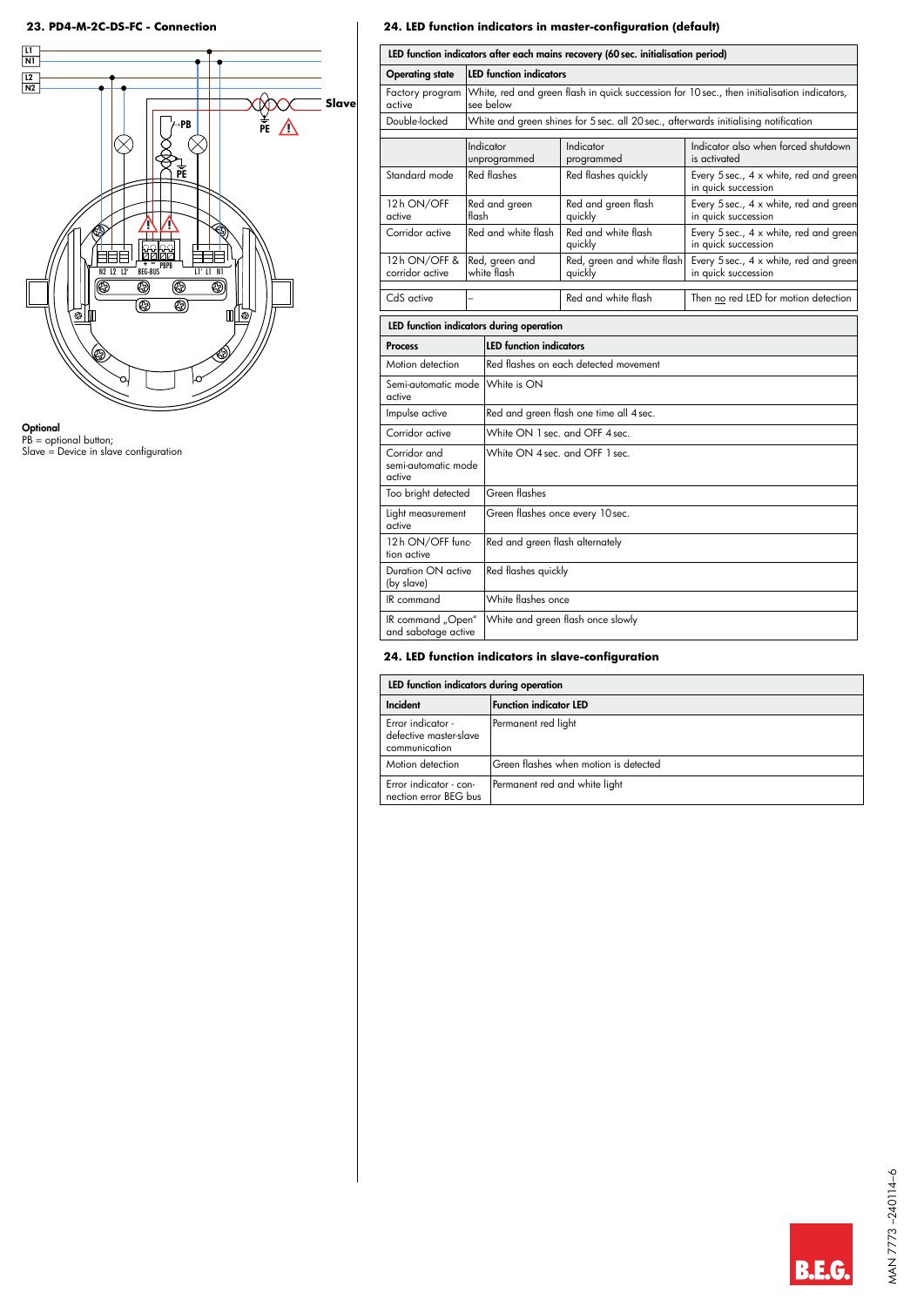## 23. PD4-M-2C-DS-FC - Connection

L1
N1
L2
N2
Slave
PB
PE
PE
N2 L2 L2' BEG-BUS PBPB L1' L1 N1

**Optional**
PB = optional button;
Slave = Device in slave configuration

## 24. LED function indicators in master-configuration (default)

| LED function indicators after each mains recovery (60 sec. initialisation period) | | | |
|---|---|---|---|
| **Operating state** | **LED function indicators** | | |
| Factory program active | White, red and green flash in quick succession for 10 sec., then initialisation indicators, see below | | |
| Double-locked | White and green shines for 5 sec. all 20 sec., afterwards initialising notification | | |
| | Indicator unprogrammed | Indicator programmed | Indicator also when forced shutdown is activated |
| Standard mode | Red flashes | Red flashes quickly | Every 5 sec., 4 x white, red and green in quick succession |
| 12h ON/OFF active | Red and green flash | Red and green flash quickly | Every 5 sec., 4 x white, red and green in quick succession |
| Corridor active | Red and white flash | Red and white flash quickly | Every 5 sec., 4 x white, red and green in quick succession |
| 12h ON/OFF & corridor active | Red, green and white flash | Red, green and white flash quickly | Every 5 sec., 4 x white, red and green in quick succession |
| CdS active | – | Red and white flash | Then no red LED for motion detection |

| LED function indicators during operation | |
|---|---|
| **Process** | **LED function indicators** |
| Motion detection | Red flashes on each detected movement |
| Semi-automatic mode active | White is ON |
| Impulse active | Red and green flash one time all 4 sec. |
| Corridor active | White ON 1 sec. and OFF 4 sec. |
| Corridor and semi-automatic mode active | White ON 4 sec. and OFF 1 sec. |
| Too bright detected | Green flashes |
| Light measurement active | Green flashes once every 10 sec. |
| 12h ON/OFF function active | Red and green flash alternately |
| Duration ON active (by slave) | Red flashes quickly |
| IR command | White flashes once |
| IR command „Open" and sabotage active | White and green flash once slowly |

## 24. LED function indicators in slave-configuration

| LED function indicators during operation | |
|---|---|
| **Incident** | **Function indicator LED** |
| Error indicator - defective master-slave communication | Permanent red light |
| Motion detection | Green flashes when motion is detected |
| Error indicator - connection error BEG bus | Permanent red and white light |

MAN 7773 –240114–6